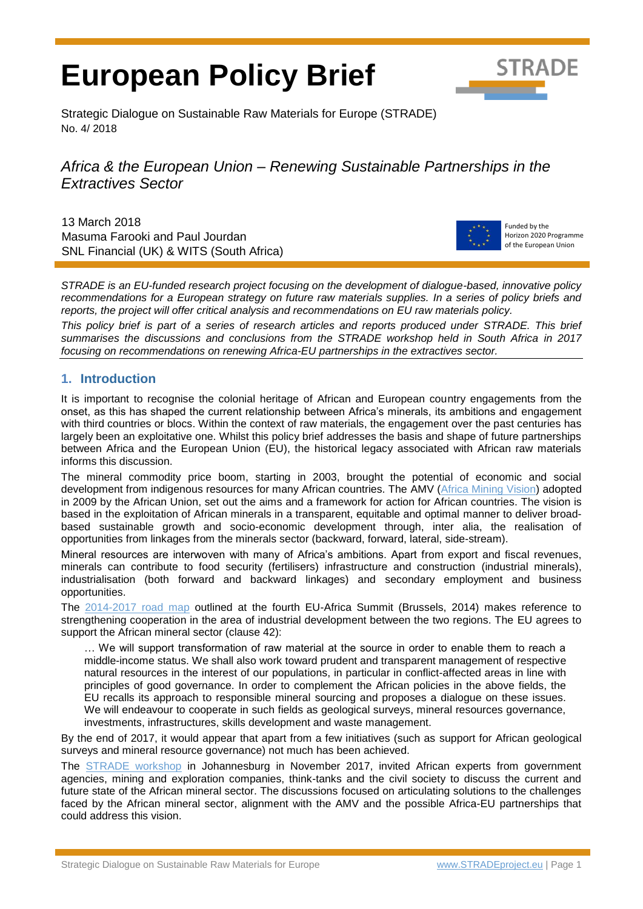# European Policy Brief

Strategic Dialogue on Sustainable Raw Materials for Europe (STRADE)
No. 4/ 2018

## *Africa & the European Union – Renewing Sustainable Partnerships in the Extractives Sector*

13 March 2018
Masuma Farooki and Paul Jourdan
SNL Financial (UK) & WITS (South Africa)

Funded by the Horizon 2020 Programme of the European Union

*STRADE is an EU-funded research project focusing on the development of dialogue-based, innovative policy recommendations for a European strategy on future raw materials supplies. In a series of policy briefs and reports, the project will offer critical analysis and recommendations on EU raw materials policy.*

*This policy brief is part of a series of research articles and reports produced under STRADE. This brief summarises the discussions and conclusions from the STRADE workshop held in South Africa in 2017 focusing on recommendations on renewing Africa-EU partnerships in the extractives sector.*

## 1. Introduction

It is important to recognise the colonial heritage of African and European country engagements from the onset, as this has shaped the current relationship between Africa's minerals, its ambitions and engagement with third countries or blocs. Within the context of raw materials, the engagement over the past centuries has largely been an exploitative one. Whilst this policy brief addresses the basis and shape of future partnerships between Africa and the European Union (EU), the historical legacy associated with African raw materials informs this discussion.

The mineral commodity price boom, starting in 2003, brought the potential of economic and social development from indigenous resources for many African countries. The AMV (Africa Mining Vision) adopted in 2009 by the African Union, set out the aims and a framework for action for African countries. The vision is based in the exploitation of African minerals in a transparent, equitable and optimal manner to deliver broad-based sustainable growth and socio-economic development through, inter alia, the realisation of opportunities from linkages from the minerals sector (backward, forward, lateral, side-stream).

Mineral resources are interwoven with many of Africa's ambitions. Apart from export and fiscal revenues, minerals can contribute to food security (fertilisers) infrastructure and construction (industrial minerals), industrialisation (both forward and backward linkages) and secondary employment and business opportunities.

The 2014-2017 road map outlined at the fourth EU-Africa Summit (Brussels, 2014) makes reference to strengthening cooperation in the area of industrial development between the two regions. The EU agrees to support the African mineral sector (clause 42):

> … We will support transformation of raw material at the source in order to enable them to reach a middle-income status. We shall also work toward prudent and transparent management of respective natural resources in the interest of our populations, in particular in conflict-affected areas in line with principles of good governance. In order to complement the African policies in the above fields, the EU recalls its approach to responsible mineral sourcing and proposes a dialogue on these issues. We will endeavour to cooperate in such fields as geological surveys, mineral resources governance, investments, infrastructures, skills development and waste management.

By the end of 2017, it would appear that apart from a few initiatives (such as support for African geological surveys and mineral resource governance) not much has been achieved.

The STRADE workshop in Johannesburg in November 2017, invited African experts from government agencies, mining and exploration companies, think-tanks and the civil society to discuss the current and future state of the African mineral sector. The discussions focused on articulating solutions to the challenges faced by the African mineral sector, alignment with the AMV and the possible Africa-EU partnerships that could address this vision.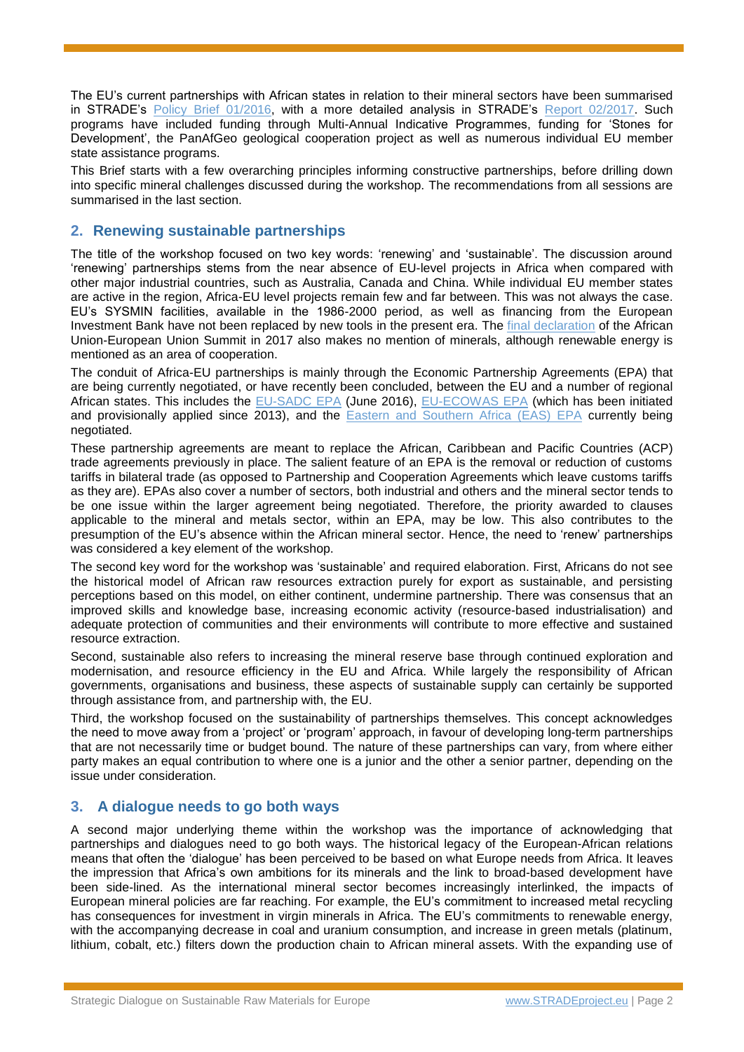The EU's current partnerships with African states in relation to their mineral sectors have been summarised in STRADE's Policy Brief 01/2016, with a more detailed analysis in STRADE's Report 02/2017. Such programs have included funding through Multi-Annual Indicative Programmes, funding for 'Stones for Development', the PanAfGeo geological cooperation project as well as numerous individual EU member state assistance programs.

This Brief starts with a few overarching principles informing constructive partnerships, before drilling down into specific mineral challenges discussed during the workshop. The recommendations from all sessions are summarised in the last section.

## 2. Renewing sustainable partnerships

The title of the workshop focused on two key words: 'renewing' and 'sustainable'. The discussion around 'renewing' partnerships stems from the near absence of EU-level projects in Africa when compared with other major industrial countries, such as Australia, Canada and China. While individual EU member states are active in the region, Africa-EU level projects remain few and far between. This was not always the case. EU's SYSMIN facilities, available in the 1986-2000 period, as well as financing from the European Investment Bank have not been replaced by new tools in the present era. The final declaration of the African Union-European Union Summit in 2017 also makes no mention of minerals, although renewable energy is mentioned as an area of cooperation.

The conduit of Africa-EU partnerships is mainly through the Economic Partnership Agreements (EPA) that are being currently negotiated, or have recently been concluded, between the EU and a number of regional African states. This includes the EU-SADC EPA (June 2016), EU-ECOWAS EPA (which has been initiated and provisionally applied since 2013), and the Eastern and Southern Africa (EAS) EPA currently being negotiated.

These partnership agreements are meant to replace the African, Caribbean and Pacific Countries (ACP) trade agreements previously in place. The salient feature of an EPA is the removal or reduction of customs tariffs in bilateral trade (as opposed to Partnership and Cooperation Agreements which leave customs tariffs as they are). EPAs also cover a number of sectors, both industrial and others and the mineral sector tends to be one issue within the larger agreement being negotiated. Therefore, the priority awarded to clauses applicable to the mineral and metals sector, within an EPA, may be low. This also contributes to the presumption of the EU's absence within the African mineral sector. Hence, the need to 'renew' partnerships was considered a key element of the workshop.

The second key word for the workshop was 'sustainable' and required elaboration. First, Africans do not see the historical model of African raw resources extraction purely for export as sustainable, and persisting perceptions based on this model, on either continent, undermine partnership. There was consensus that an improved skills and knowledge base, increasing economic activity (resource-based industrialisation) and adequate protection of communities and their environments will contribute to more effective and sustained resource extraction.

Second, sustainable also refers to increasing the mineral reserve base through continued exploration and modernisation, and resource efficiency in the EU and Africa. While largely the responsibility of African governments, organisations and business, these aspects of sustainable supply can certainly be supported through assistance from, and partnership with, the EU.

Third, the workshop focused on the sustainability of partnerships themselves. This concept acknowledges the need to move away from a 'project' or 'program' approach, in favour of developing long-term partnerships that are not necessarily time or budget bound. The nature of these partnerships can vary, from where either party makes an equal contribution to where one is a junior and the other a senior partner, depending on the issue under consideration.

## 3. A dialogue needs to go both ways

A second major underlying theme within the workshop was the importance of acknowledging that partnerships and dialogues need to go both ways. The historical legacy of the European-African relations means that often the 'dialogue' has been perceived to be based on what Europe needs from Africa. It leaves the impression that Africa's own ambitions for its minerals and the link to broad-based development have been side-lined. As the international mineral sector becomes increasingly interlinked, the impacts of European mineral policies are far reaching. For example, the EU's commitment to increased metal recycling has consequences for investment in virgin minerals in Africa. The EU's commitments to renewable energy, with the accompanying decrease in coal and uranium consumption, and increase in green metals (platinum, lithium, cobalt, etc.) filters down the production chain to African mineral assets. With the expanding use of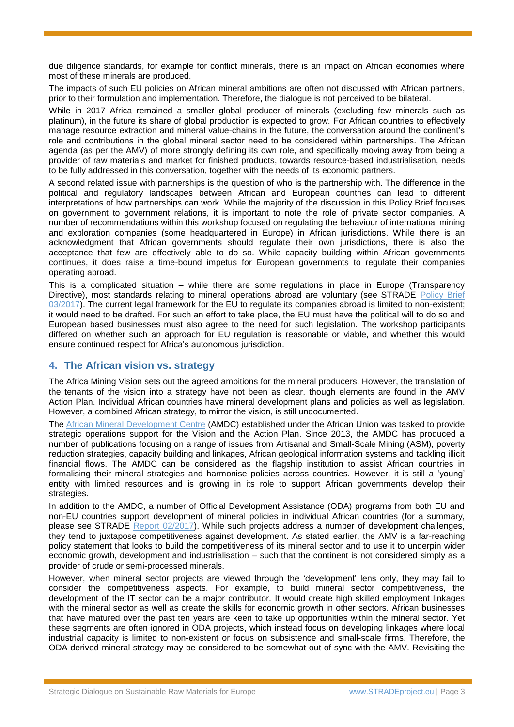due diligence standards, for example for conflict minerals, there is an impact on African economies where most of these minerals are produced.

The impacts of such EU policies on African mineral ambitions are often not discussed with African partners, prior to their formulation and implementation. Therefore, the dialogue is not perceived to be bilateral.

While in 2017 Africa remained a smaller global producer of minerals (excluding few minerals such as platinum), in the future its share of global production is expected to grow. For African countries to effectively manage resource extraction and mineral value-chains in the future, the conversation around the continent's role and contributions in the global mineral sector need to be considered within partnerships. The African agenda (as per the AMV) of more strongly defining its own role, and specifically moving away from being a provider of raw materials and market for finished products, towards resource-based industrialisation, needs to be fully addressed in this conversation, together with the needs of its economic partners.

A second related issue with partnerships is the question of who is the partnership with. The difference in the political and regulatory landscapes between African and European countries can lead to different interpretations of how partnerships can work. While the majority of the discussion in this Policy Brief focuses on government to government relations, it is important to note the role of private sector companies. A number of recommendations within this workshop focused on regulating the behaviour of international mining and exploration companies (some headquartered in Europe) in African jurisdictions. While there is an acknowledgment that African governments should regulate their own jurisdictions, there is also the acceptance that few are effectively able to do so. While capacity building within African governments continues, it does raise a time-bound impetus for European governments to regulate their companies operating abroad.

This is a complicated situation – while there are some regulations in place in Europe (Transparency Directive), most standards relating to mineral operations abroad are voluntary (see STRADE Policy Brief 03/2017). The current legal framework for the EU to regulate its companies abroad is limited to non-existent; it would need to be drafted. For such an effort to take place, the EU must have the political will to do so and European based businesses must also agree to the need for such legislation. The workshop participants differed on whether such an approach for EU regulation is reasonable or viable, and whether this would ensure continued respect for Africa's autonomous jurisdiction.

## 4. The African vision vs. strategy

The Africa Mining Vision sets out the agreed ambitions for the mineral producers. However, the translation of the tenants of the vision into a strategy have not been as clear, though elements are found in the AMV Action Plan. Individual African countries have mineral development plans and policies as well as legislation. However, a combined African strategy, to mirror the vision, is still undocumented.

The African Mineral Development Centre (AMDC) established under the African Union was tasked to provide strategic operations support for the Vision and the Action Plan. Since 2013, the AMDC has produced a number of publications focusing on a range of issues from Artisanal and Small-Scale Mining (ASM), poverty reduction strategies, capacity building and linkages, African geological information systems and tackling illicit financial flows. The AMDC can be considered as the flagship institution to assist African countries in formalising their mineral strategies and harmonise policies across countries. However, it is still a 'young' entity with limited resources and is growing in its role to support African governments develop their strategies.

In addition to the AMDC, a number of Official Development Assistance (ODA) programs from both EU and non-EU countries support development of mineral policies in individual African countries (for a summary, please see STRADE Report 02/2017). While such projects address a number of development challenges, they tend to juxtapose competitiveness against development. As stated earlier, the AMV is a far-reaching policy statement that looks to build the competitiveness of its mineral sector and to use it to underpin wider economic growth, development and industrialisation – such that the continent is not considered simply as a provider of crude or semi-processed minerals.

However, when mineral sector projects are viewed through the 'development' lens only, they may fail to consider the competitiveness aspects. For example, to build mineral sector competitiveness, the development of the IT sector can be a major contributor. It would create high skilled employment linkages with the mineral sector as well as create the skills for economic growth in other sectors. African businesses that have matured over the past ten years are keen to take up opportunities within the mineral sector. Yet these segments are often ignored in ODA projects, which instead focus on developing linkages where local industrial capacity is limited to non-existent or focus on subsistence and small-scale firms. Therefore, the ODA derived mineral strategy may be considered to be somewhat out of sync with the AMV. Revisiting the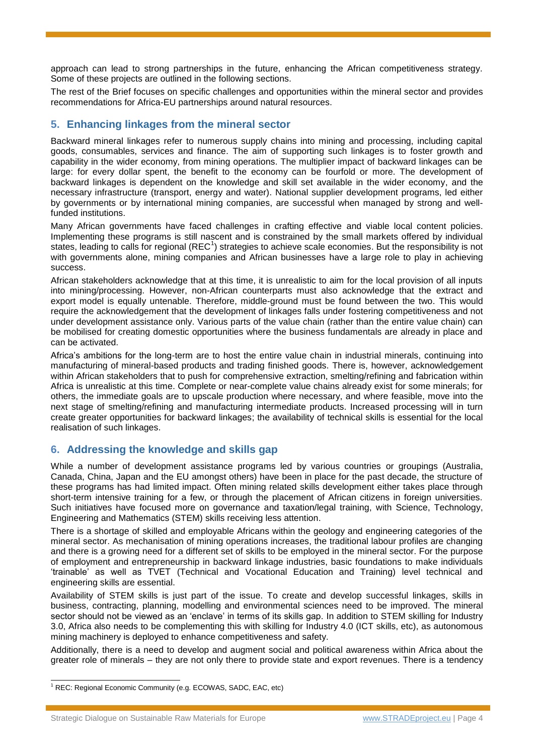approach can lead to strong partnerships in the future, enhancing the African competitiveness strategy. Some of these projects are outlined in the following sections.

The rest of the Brief focuses on specific challenges and opportunities within the mineral sector and provides recommendations for Africa-EU partnerships around natural resources.

## 5. Enhancing linkages from the mineral sector

Backward mineral linkages refer to numerous supply chains into mining and processing, including capital goods, consumables, services and finance. The aim of supporting such linkages is to foster growth and capability in the wider economy, from mining operations. The multiplier impact of backward linkages can be large: for every dollar spent, the benefit to the economy can be fourfold or more. The development of backward linkages is dependent on the knowledge and skill set available in the wider economy, and the necessary infrastructure (transport, energy and water). National supplier development programs, led either by governments or by international mining companies, are successful when managed by strong and well-funded institutions.

Many African governments have faced challenges in crafting effective and viable local content policies. Implementing these programs is still nascent and is constrained by the small markets offered by individual states, leading to calls for regional (REC[1]) strategies to achieve scale economies. But the responsibility is not with governments alone, mining companies and African businesses have a large role to play in achieving success.

African stakeholders acknowledge that at this time, it is unrealistic to aim for the local provision of all inputs into mining/processing. However, non-African counterparts must also acknowledge that the extract and export model is equally untenable. Therefore, middle-ground must be found between the two. This would require the acknowledgement that the development of linkages falls under fostering competitiveness and not under development assistance only. Various parts of the value chain (rather than the entire value chain) can be mobilised for creating domestic opportunities where the business fundamentals are already in place and can be activated.

Africa's ambitions for the long-term are to host the entire value chain in industrial minerals, continuing into manufacturing of mineral-based products and trading finished goods. There is, however, acknowledgement within African stakeholders that to push for comprehensive extraction, smelting/refining and fabrication within Africa is unrealistic at this time. Complete or near-complete value chains already exist for some minerals; for others, the immediate goals are to upscale production where necessary, and where feasible, move into the next stage of smelting/refining and manufacturing intermediate products. Increased processing will in turn create greater opportunities for backward linkages; the availability of technical skills is essential for the local realisation of such linkages.

## 6. Addressing the knowledge and skills gap

While a number of development assistance programs led by various countries or groupings (Australia, Canada, China, Japan and the EU amongst others) have been in place for the past decade, the structure of these programs has had limited impact. Often mining related skills development either takes place through short-term intensive training for a few, or through the placement of African citizens in foreign universities. Such initiatives have focused more on governance and taxation/legal training, with Science, Technology, Engineering and Mathematics (STEM) skills receiving less attention.

There is a shortage of skilled and employable Africans within the geology and engineering categories of the mineral sector. As mechanisation of mining operations increases, the traditional labour profiles are changing and there is a growing need for a different set of skills to be employed in the mineral sector. For the purpose of employment and entrepreneurship in backward linkage industries, basic foundations to make individuals 'trainable' as well as TVET (Technical and Vocational Education and Training) level technical and engineering skills are essential.

Availability of STEM skills is just part of the issue. To create and develop successful linkages, skills in business, contracting, planning, modelling and environmental sciences need to be improved. The mineral sector should not be viewed as an 'enclave' in terms of its skills gap. In addition to STEM skilling for Industry 3.0, Africa also needs to be complementing this with skilling for Industry 4.0 (ICT skills, etc), as autonomous mining machinery is deployed to enhance competitiveness and safety.

Additionally, there is a need to develop and augment social and political awareness within Africa about the greater role of minerals – they are not only there to provide state and export revenues. There is a tendency

---

[1] REC: Regional Economic Community (e.g. ECOWAS, SADC, EAC, etc)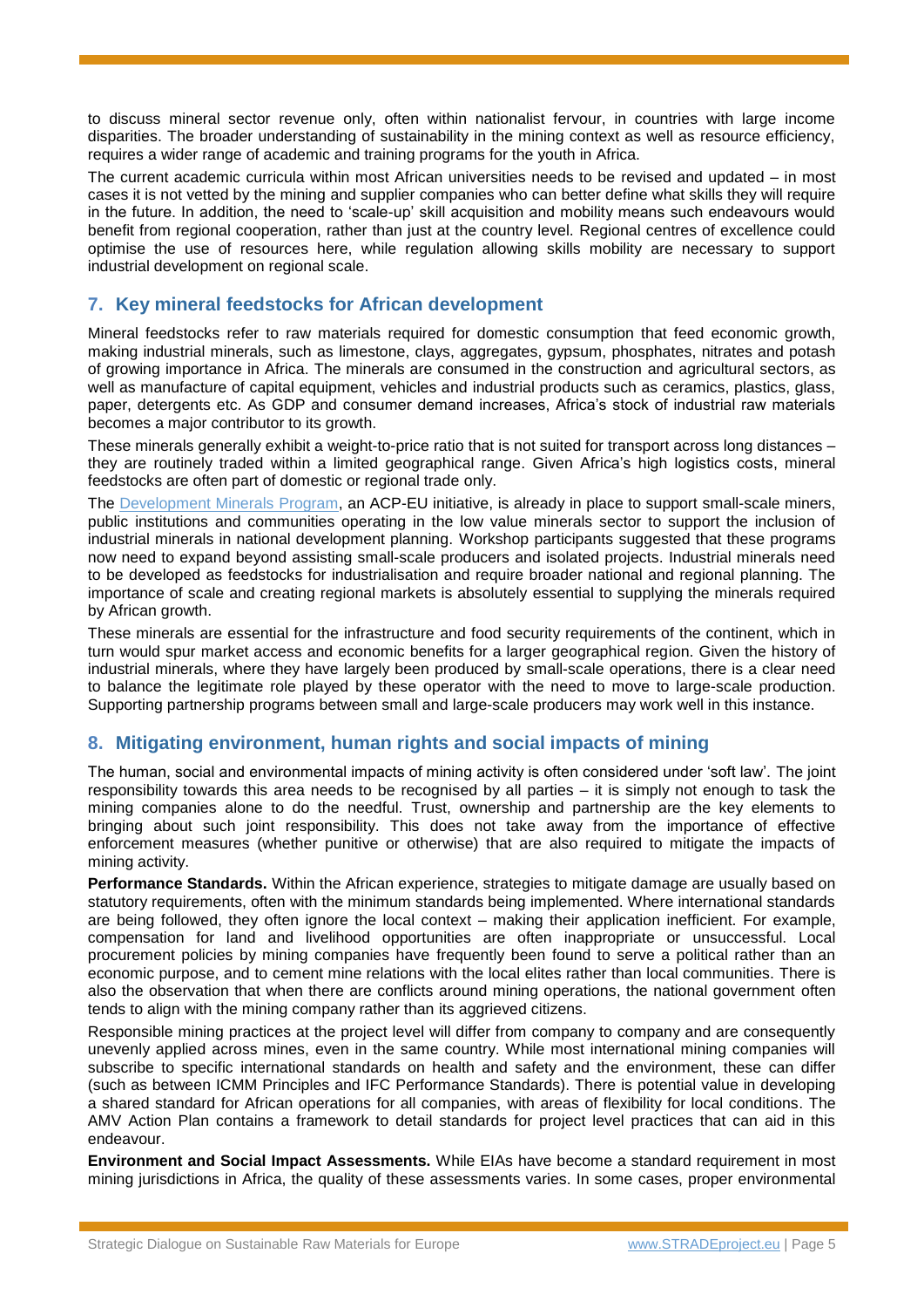to discuss mineral sector revenue only, often within nationalist fervour, in countries with large income disparities. The broader understanding of sustainability in the mining context as well as resource efficiency, requires a wider range of academic and training programs for the youth in Africa.

The current academic curricula within most African universities needs to be revised and updated – in most cases it is not vetted by the mining and supplier companies who can better define what skills they will require in the future. In addition, the need to 'scale-up' skill acquisition and mobility means such endeavours would benefit from regional cooperation, rather than just at the country level. Regional centres of excellence could optimise the use of resources here, while regulation allowing skills mobility are necessary to support industrial development on regional scale.

## 7. Key mineral feedstocks for African development

Mineral feedstocks refer to raw materials required for domestic consumption that feed economic growth, making industrial minerals, such as limestone, clays, aggregates, gypsum, phosphates, nitrates and potash of growing importance in Africa. The minerals are consumed in the construction and agricultural sectors, as well as manufacture of capital equipment, vehicles and industrial products such as ceramics, plastics, glass, paper, detergents etc. As GDP and consumer demand increases, Africa's stock of industrial raw materials becomes a major contributor to its growth.

These minerals generally exhibit a weight-to-price ratio that is not suited for transport across long distances – they are routinely traded within a limited geographical range. Given Africa's high logistics costs, mineral feedstocks are often part of domestic or regional trade only.

The Development Minerals Program, an ACP-EU initiative, is already in place to support small-scale miners, public institutions and communities operating in the low value minerals sector to support the inclusion of industrial minerals in national development planning. Workshop participants suggested that these programs now need to expand beyond assisting small-scale producers and isolated projects. Industrial minerals need to be developed as feedstocks for industrialisation and require broader national and regional planning. The importance of scale and creating regional markets is absolutely essential to supplying the minerals required by African growth.

These minerals are essential for the infrastructure and food security requirements of the continent, which in turn would spur market access and economic benefits for a larger geographical region. Given the history of industrial minerals, where they have largely been produced by small-scale operations, there is a clear need to balance the legitimate role played by these operator with the need to move to large-scale production. Supporting partnership programs between small and large-scale producers may work well in this instance.

## 8. Mitigating environment, human rights and social impacts of mining

The human, social and environmental impacts of mining activity is often considered under 'soft law'. The joint responsibility towards this area needs to be recognised by all parties – it is simply not enough to task the mining companies alone to do the needful. Trust, ownership and partnership are the key elements to bringing about such joint responsibility. This does not take away from the importance of effective enforcement measures (whether punitive or otherwise) that are also required to mitigate the impacts of mining activity.

**Performance Standards.** Within the African experience, strategies to mitigate damage are usually based on statutory requirements, often with the minimum standards being implemented. Where international standards are being followed, they often ignore the local context – making their application inefficient. For example, compensation for land and livelihood opportunities are often inappropriate or unsuccessful. Local procurement policies by mining companies have frequently been found to serve a political rather than an economic purpose, and to cement mine relations with the local elites rather than local communities. There is also the observation that when there are conflicts around mining operations, the national government often tends to align with the mining company rather than its aggrieved citizens.

Responsible mining practices at the project level will differ from company to company and are consequently unevenly applied across mines, even in the same country. While most international mining companies will subscribe to specific international standards on health and safety and the environment, these can differ (such as between ICMM Principles and IFC Performance Standards). There is potential value in developing a shared standard for African operations for all companies, with areas of flexibility for local conditions. The AMV Action Plan contains a framework to detail standards for project level practices that can aid in this endeavour.

**Environment and Social Impact Assessments.** While EIAs have become a standard requirement in most mining jurisdictions in Africa, the quality of these assessments varies. In some cases, proper environmental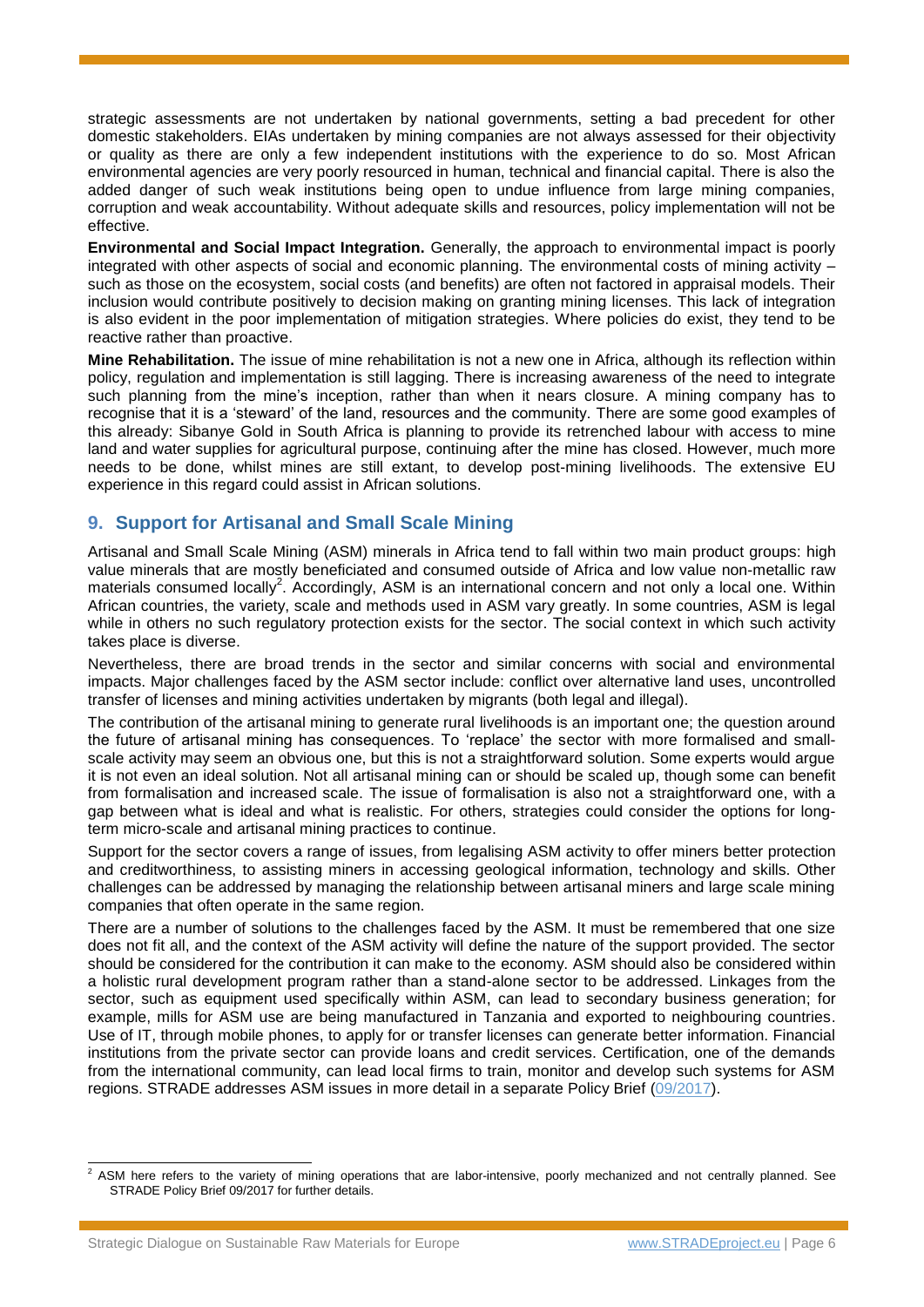strategic assessments are not undertaken by national governments, setting a bad precedent for other domestic stakeholders. EIAs undertaken by mining companies are not always assessed for their objectivity or quality as there are only a few independent institutions with the experience to do so. Most African environmental agencies are very poorly resourced in human, technical and financial capital. There is also the added danger of such weak institutions being open to undue influence from large mining companies, corruption and weak accountability. Without adequate skills and resources, policy implementation will not be effective.

**Environmental and Social Impact Integration.** Generally, the approach to environmental impact is poorly integrated with other aspects of social and economic planning. The environmental costs of mining activity – such as those on the ecosystem, social costs (and benefits) are often not factored in appraisal models. Their inclusion would contribute positively to decision making on granting mining licenses. This lack of integration is also evident in the poor implementation of mitigation strategies. Where policies do exist, they tend to be reactive rather than proactive.

**Mine Rehabilitation.** The issue of mine rehabilitation is not a new one in Africa, although its reflection within policy, regulation and implementation is still lagging. There is increasing awareness of the need to integrate such planning from the mine's inception, rather than when it nears closure. A mining company has to recognise that it is a 'steward' of the land, resources and the community. There are some good examples of this already: Sibanye Gold in South Africa is planning to provide its retrenched labour with access to mine land and water supplies for agricultural purpose, continuing after the mine has closed. However, much more needs to be done, whilst mines are still extant, to develop post-mining livelihoods. The extensive EU experience in this regard could assist in African solutions.

## 9. Support for Artisanal and Small Scale Mining

Artisanal and Small Scale Mining (ASM) minerals in Africa tend to fall within two main product groups: high value minerals that are mostly beneficiated and consumed outside of Africa and low value non-metallic raw materials consumed locally[2]. Accordingly, ASM is an international concern and not only a local one. Within African countries, the variety, scale and methods used in ASM vary greatly. In some countries, ASM is legal while in others no such regulatory protection exists for the sector. The social context in which such activity takes place is diverse.

Nevertheless, there are broad trends in the sector and similar concerns with social and environmental impacts. Major challenges faced by the ASM sector include: conflict over alternative land uses, uncontrolled transfer of licenses and mining activities undertaken by migrants (both legal and illegal).

The contribution of the artisanal mining to generate rural livelihoods is an important one; the question around the future of artisanal mining has consequences. To 'replace' the sector with more formalised and small-scale activity may seem an obvious one, but this is not a straightforward solution. Some experts would argue it is not even an ideal solution. Not all artisanal mining can or should be scaled up, though some can benefit from formalisation and increased scale. The issue of formalisation is also not a straightforward one, with a gap between what is ideal and what is realistic. For others, strategies could consider the options for long-term micro-scale and artisanal mining practices to continue.

Support for the sector covers a range of issues, from legalising ASM activity to offer miners better protection and creditworthiness, to assisting miners in accessing geological information, technology and skills. Other challenges can be addressed by managing the relationship between artisanal miners and large scale mining companies that often operate in the same region.

There are a number of solutions to the challenges faced by the ASM. It must be remembered that one size does not fit all, and the context of the ASM activity will define the nature of the support provided. The sector should be considered for the contribution it can make to the economy. ASM should also be considered within a holistic rural development program rather than a stand-alone sector to be addressed. Linkages from the sector, such as equipment used specifically within ASM, can lead to secondary business generation; for example, mills for ASM use are being manufactured in Tanzania and exported to neighbouring countries. Use of IT, through mobile phones, to apply for or transfer licenses can generate better information. Financial institutions from the private sector can provide loans and credit services. Certification, one of the demands from the international community, can lead local firms to train, monitor and develop such systems for ASM regions. STRADE addresses ASM issues in more detail in a separate Policy Brief (09/2017).

[2] ASM here refers to the variety of mining operations that are labor-intensive, poorly mechanized and not centrally planned. See STRADE Policy Brief 09/2017 for further details.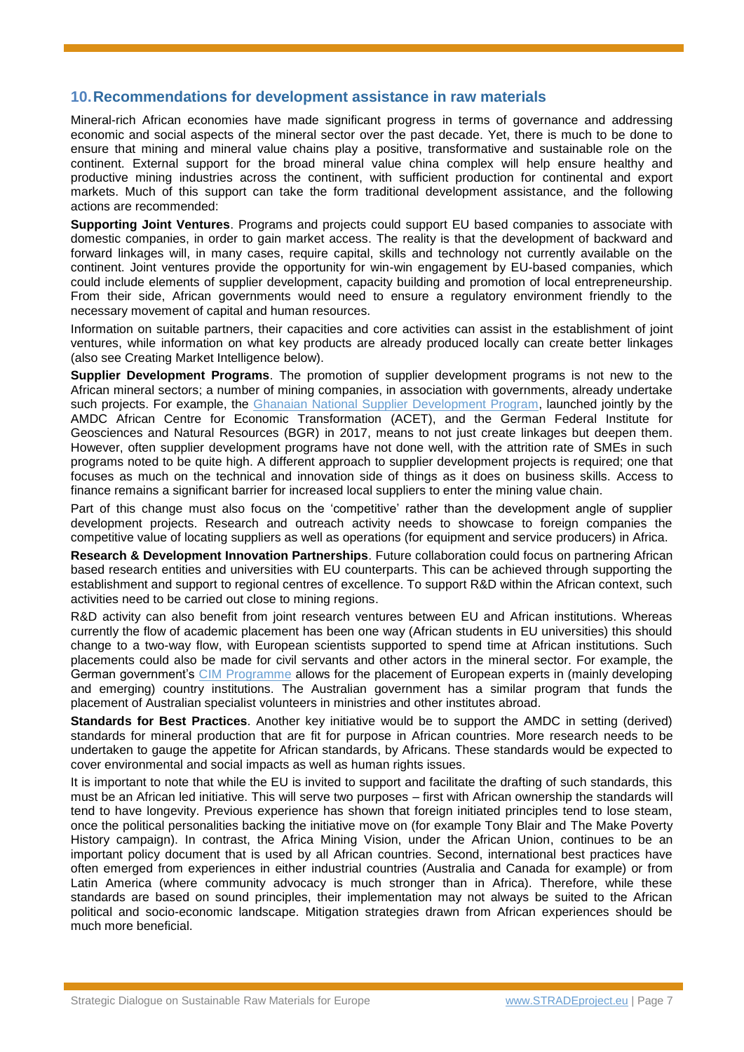## 10. Recommendations for development assistance in raw materials

Mineral-rich African economies have made significant progress in terms of governance and addressing economic and social aspects of the mineral sector over the past decade. Yet, there is much to be done to ensure that mining and mineral value chains play a positive, transformative and sustainable role on the continent. External support for the broad mineral value china complex will help ensure healthy and productive mining industries across the continent, with sufficient production for continental and export markets. Much of this support can take the form traditional development assistance, and the following actions are recommended:

**Supporting Joint Ventures**. Programs and projects could support EU based companies to associate with domestic companies, in order to gain market access. The reality is that the development of backward and forward linkages will, in many cases, require capital, skills and technology not currently available on the continent. Joint ventures provide the opportunity for win-win engagement by EU-based companies, which could include elements of supplier development, capacity building and promotion of local entrepreneurship. From their side, African governments would need to ensure a regulatory environment friendly to the necessary movement of capital and human resources.

Information on suitable partners, their capacities and core activities can assist in the establishment of joint ventures, while information on what key products are already produced locally can create better linkages (also see Creating Market Intelligence below).

**Supplier Development Programs**. The promotion of supplier development programs is not new to the African mineral sectors; a number of mining companies, in association with governments, already undertake such projects. For example, the Ghanaian National Supplier Development Program, launched jointly by the AMDC African Centre for Economic Transformation (ACET), and the German Federal Institute for Geosciences and Natural Resources (BGR) in 2017, means to not just create linkages but deepen them. However, often supplier development programs have not done well, with the attrition rate of SMEs in such programs noted to be quite high. A different approach to supplier development projects is required; one that focuses as much on the technical and innovation side of things as it does on business skills. Access to finance remains a significant barrier for increased local suppliers to enter the mining value chain.

Part of this change must also focus on the 'competitive' rather than the development angle of supplier development projects. Research and outreach activity needs to showcase to foreign companies the competitive value of locating suppliers as well as operations (for equipment and service producers) in Africa.

**Research & Development Innovation Partnerships**. Future collaboration could focus on partnering African based research entities and universities with EU counterparts. This can be achieved through supporting the establishment and support to regional centres of excellence. To support R&D within the African context, such activities need to be carried out close to mining regions.

R&D activity can also benefit from joint research ventures between EU and African institutions. Whereas currently the flow of academic placement has been one way (African students in EU universities) this should change to a two-way flow, with European scientists supported to spend time at African institutions. Such placements could also be made for civil servants and other actors in the mineral sector. For example, the German government's CIM Programme allows for the placement of European experts in (mainly developing and emerging) country institutions. The Australian government has a similar program that funds the placement of Australian specialist volunteers in ministries and other institutes abroad.

**Standards for Best Practices**. Another key initiative would be to support the AMDC in setting (derived) standards for mineral production that are fit for purpose in African countries. More research needs to be undertaken to gauge the appetite for African standards, by Africans. These standards would be expected to cover environmental and social impacts as well as human rights issues.

It is important to note that while the EU is invited to support and facilitate the drafting of such standards, this must be an African led initiative. This will serve two purposes – first with African ownership the standards will tend to have longevity. Previous experience has shown that foreign initiated principles tend to lose steam, once the political personalities backing the initiative move on (for example Tony Blair and The Make Poverty History campaign). In contrast, the Africa Mining Vision, under the African Union, continues to be an important policy document that is used by all African countries. Second, international best practices have often emerged from experiences in either industrial countries (Australia and Canada for example) or from Latin America (where community advocacy is much stronger than in Africa). Therefore, while these standards are based on sound principles, their implementation may not always be suited to the African political and socio-economic landscape. Mitigation strategies drawn from African experiences should be much more beneficial.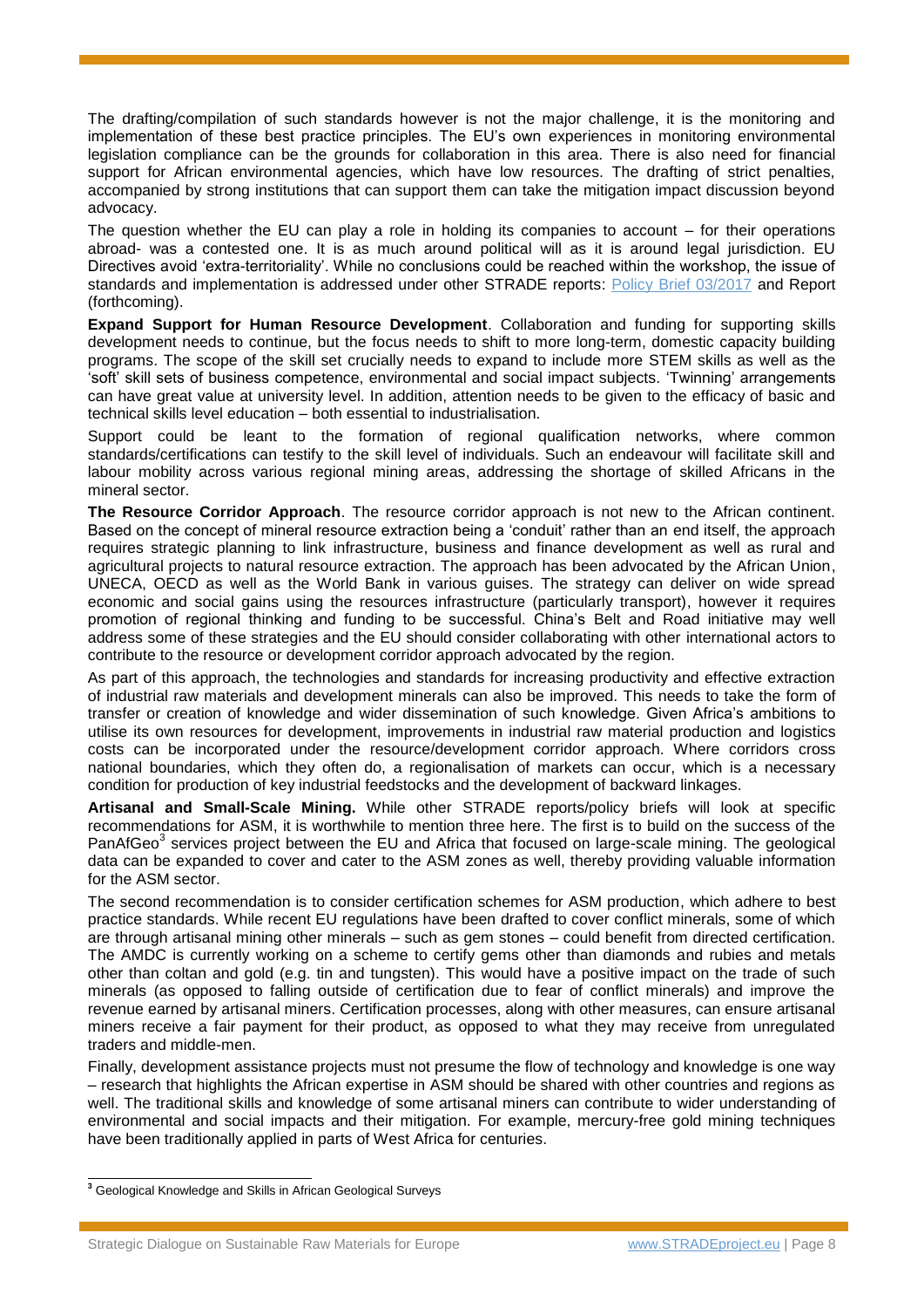The drafting/compilation of such standards however is not the major challenge, it is the monitoring and implementation of these best practice principles. The EU's own experiences in monitoring environmental legislation compliance can be the grounds for collaboration in this area. There is also need for financial support for African environmental agencies, which have low resources. The drafting of strict penalties, accompanied by strong institutions that can support them can take the mitigation impact discussion beyond advocacy.

The question whether the EU can play a role in holding its companies to account – for their operations abroad- was a contested one. It is as much around political will as it is around legal jurisdiction. EU Directives avoid 'extra-territoriality'. While no conclusions could be reached within the workshop, the issue of standards and implementation is addressed under other STRADE reports: Policy Brief 03/2017 and Report (forthcoming).

**Expand Support for Human Resource Development**. Collaboration and funding for supporting skills development needs to continue, but the focus needs to shift to more long-term, domestic capacity building programs. The scope of the skill set crucially needs to expand to include more STEM skills as well as the 'soft' skill sets of business competence, environmental and social impact subjects. 'Twinning' arrangements can have great value at university level. In addition, attention needs to be given to the efficacy of basic and technical skills level education – both essential to industrialisation.

Support could be leant to the formation of regional qualification networks, where common standards/certifications can testify to the skill level of individuals. Such an endeavour will facilitate skill and labour mobility across various regional mining areas, addressing the shortage of skilled Africans in the mineral sector.

**The Resource Corridor Approach**. The resource corridor approach is not new to the African continent. Based on the concept of mineral resource extraction being a 'conduit' rather than an end itself, the approach requires strategic planning to link infrastructure, business and finance development as well as rural and agricultural projects to natural resource extraction. The approach has been advocated by the African Union, UNECA, OECD as well as the World Bank in various guises. The strategy can deliver on wide spread economic and social gains using the resources infrastructure (particularly transport), however it requires promotion of regional thinking and funding to be successful. China's Belt and Road initiative may well address some of these strategies and the EU should consider collaborating with other international actors to contribute to the resource or development corridor approach advocated by the region.

As part of this approach, the technologies and standards for increasing productivity and effective extraction of industrial raw materials and development minerals can also be improved. This needs to take the form of transfer or creation of knowledge and wider dissemination of such knowledge. Given Africa's ambitions to utilise its own resources for development, improvements in industrial raw material production and logistics costs can be incorporated under the resource/development corridor approach. Where corridors cross national boundaries, which they often do, a regionalisation of markets can occur, which is a necessary condition for production of key industrial feedstocks and the development of backward linkages.

**Artisanal and Small-Scale Mining.** While other STRADE reports/policy briefs will look at specific recommendations for ASM, it is worthwhile to mention three here. The first is to build on the success of the PanAfGeo[3] services project between the EU and Africa that focused on large-scale mining. The geological data can be expanded to cover and cater to the ASM zones as well, thereby providing valuable information for the ASM sector.

The second recommendation is to consider certification schemes for ASM production, which adhere to best practice standards. While recent EU regulations have been drafted to cover conflict minerals, some of which are through artisanal mining other minerals – such as gem stones – could benefit from directed certification. The AMDC is currently working on a scheme to certify gems other than diamonds and rubies and metals other than coltan and gold (e.g. tin and tungsten). This would have a positive impact on the trade of such minerals (as opposed to falling outside of certification due to fear of conflict minerals) and improve the revenue earned by artisanal miners. Certification processes, along with other measures, can ensure artisanal miners receive a fair payment for their product, as opposed to what they may receive from unregulated traders and middle-men.

Finally, development assistance projects must not presume the flow of technology and knowledge is one way – research that highlights the African expertise in ASM should be shared with other countries and regions as well. The traditional skills and knowledge of some artisanal miners can contribute to wider understanding of environmental and social impacts and their mitigation. For example, mercury-free gold mining techniques have been traditionally applied in parts of West Africa for centuries.

[3] Geological Knowledge and Skills in African Geological Surveys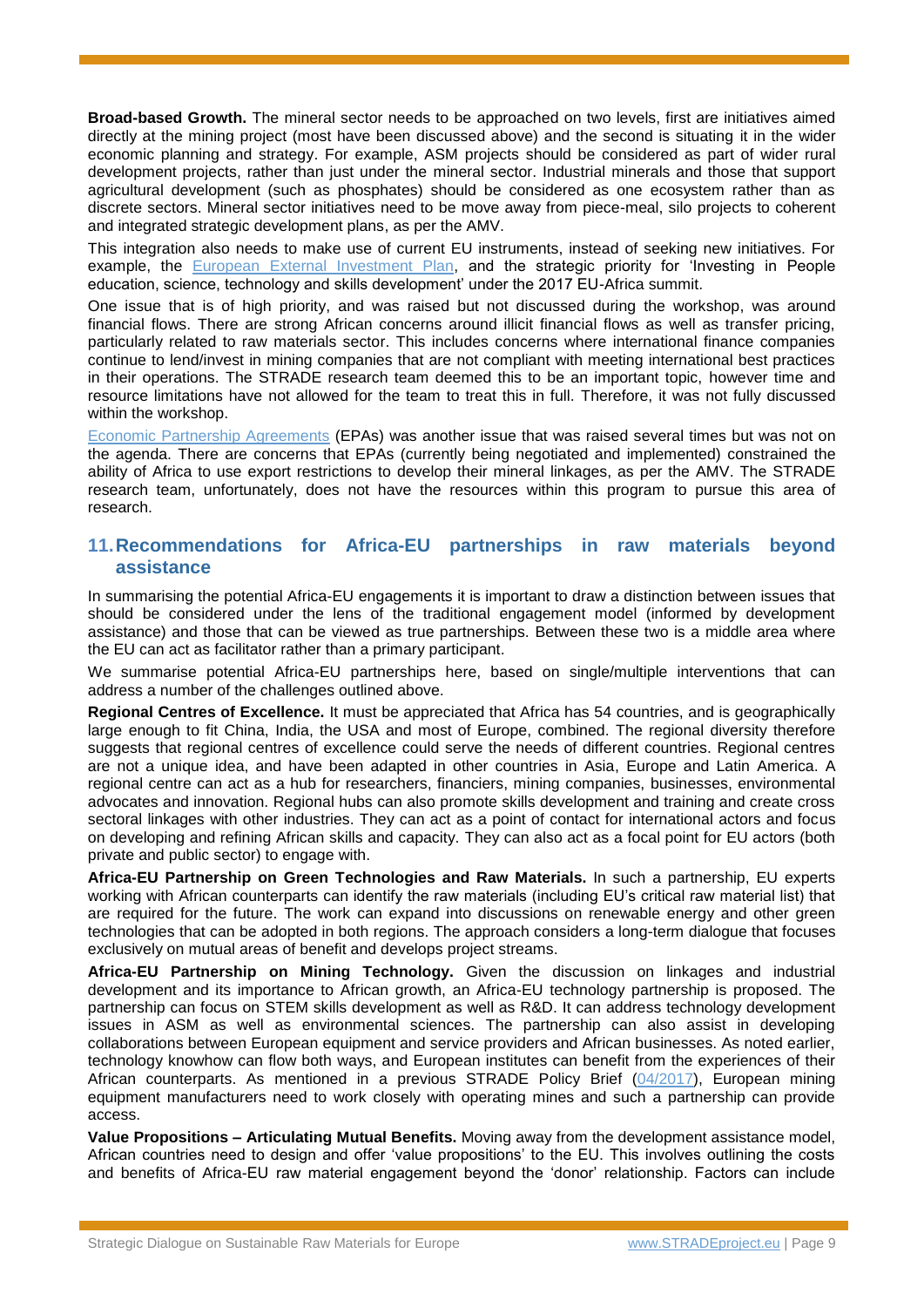**Broad-based Growth.** The mineral sector needs to be approached on two levels, first are initiatives aimed directly at the mining project (most have been discussed above) and the second is situating it in the wider economic planning and strategy. For example, ASM projects should be considered as part of wider rural development projects, rather than just under the mineral sector. Industrial minerals and those that support agricultural development (such as phosphates) should be considered as one ecosystem rather than as discrete sectors. Mineral sector initiatives need to be move away from piece-meal, silo projects to coherent and integrated strategic development plans, as per the AMV.

This integration also needs to make use of current EU instruments, instead of seeking new initiatives. For example, the [European External Investment Plan](), and the strategic priority for 'Investing in People education, science, technology and skills development' under the 2017 EU-Africa summit.

One issue that is of high priority, and was raised but not discussed during the workshop, was around financial flows. There are strong African concerns around illicit financial flows as well as transfer pricing, particularly related to raw materials sector. This includes concerns where international finance companies continue to lend/invest in mining companies that are not compliant with meeting international best practices in their operations. The STRADE research team deemed this to be an important topic, however time and resource limitations have not allowed for the team to treat this in full. Therefore, it was not fully discussed within the workshop.

[Economic Partnership Agreements]() (EPAs) was another issue that was raised several times but was not on the agenda. There are concerns that EPAs (currently being negotiated and implemented) constrained the ability of Africa to use export restrictions to develop their mineral linkages, as per the AMV. The STRADE research team, unfortunately, does not have the resources within this program to pursue this area of research.

## 11. Recommendations for Africa-EU partnerships in raw materials beyond assistance

In summarising the potential Africa-EU engagements it is important to draw a distinction between issues that should be considered under the lens of the traditional engagement model (informed by development assistance) and those that can be viewed as true partnerships. Between these two is a middle area where the EU can act as facilitator rather than a primary participant.

We summarise potential Africa-EU partnerships here, based on single/multiple interventions that can address a number of the challenges outlined above.

**Regional Centres of Excellence.** It must be appreciated that Africa has 54 countries, and is geographically large enough to fit China, India, the USA and most of Europe, combined. The regional diversity therefore suggests that regional centres of excellence could serve the needs of different countries. Regional centres are not a unique idea, and have been adapted in other countries in Asia, Europe and Latin America. A regional centre can act as a hub for researchers, financiers, mining companies, businesses, environmental advocates and innovation. Regional hubs can also promote skills development and training and create cross sectoral linkages with other industries. They can act as a point of contact for international actors and focus on developing and refining African skills and capacity. They can also act as a focal point for EU actors (both private and public sector) to engage with.

**Africa-EU Partnership on Green Technologies and Raw Materials.** In such a partnership, EU experts working with African counterparts can identify the raw materials (including EU's critical raw material list) that are required for the future. The work can expand into discussions on renewable energy and other green technologies that can be adopted in both regions. The approach considers a long-term dialogue that focuses exclusively on mutual areas of benefit and develops project streams.

**Africa-EU Partnership on Mining Technology.** Given the discussion on linkages and industrial development and its importance to African growth, an Africa-EU technology partnership is proposed. The partnership can focus on STEM skills development as well as R&D. It can address technology development issues in ASM as well as environmental sciences. The partnership can also assist in developing collaborations between European equipment and service providers and African businesses. As noted earlier, technology knowhow can flow both ways, and European institutes can benefit from the experiences of their African counterparts. As mentioned in a previous STRADE Policy Brief ([04/2017]()), European mining equipment manufacturers need to work closely with operating mines and such a partnership can provide access.

**Value Propositions – Articulating Mutual Benefits.** Moving away from the development assistance model, African countries need to design and offer 'value propositions' to the EU. This involves outlining the costs and benefits of Africa-EU raw material engagement beyond the 'donor' relationship. Factors can include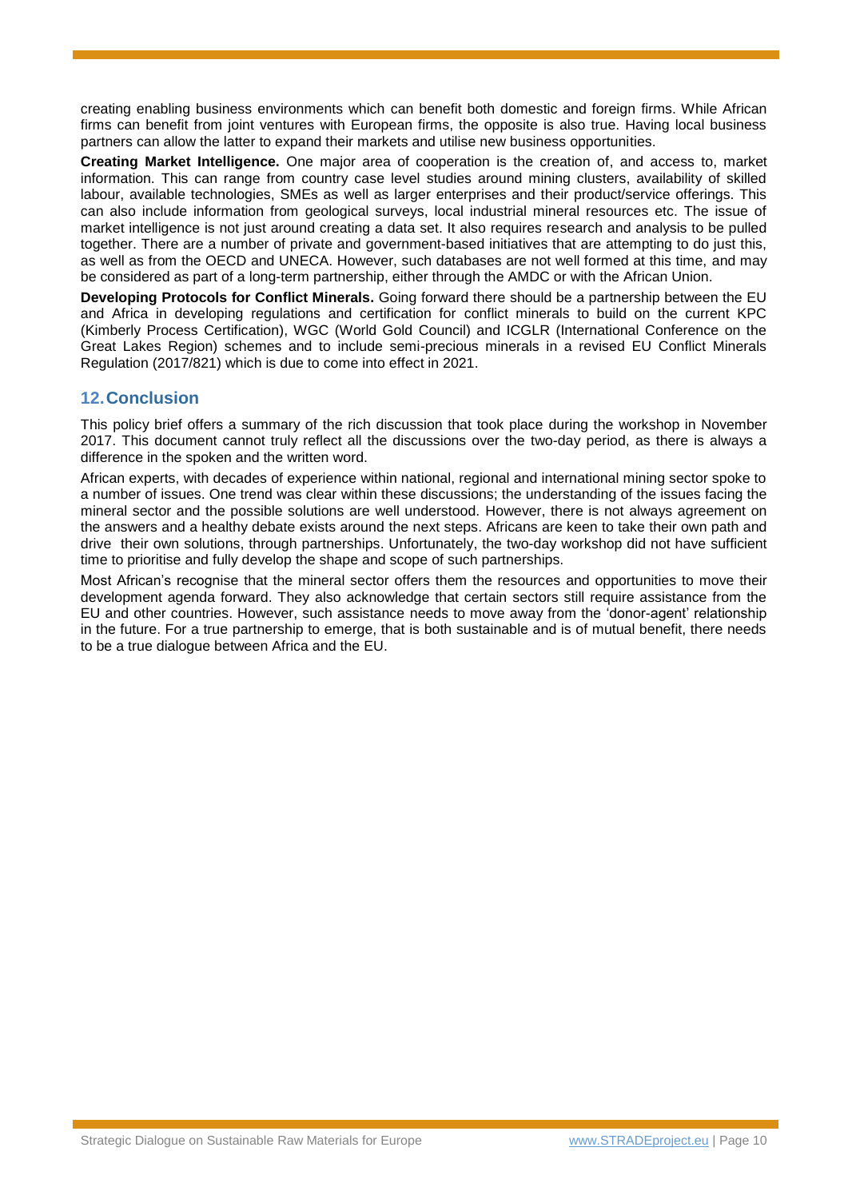creating enabling business environments which can benefit both domestic and foreign firms. While African firms can benefit from joint ventures with European firms, the opposite is also true. Having local business partners can allow the latter to expand their markets and utilise new business opportunities.

**Creating Market Intelligence.** One major area of cooperation is the creation of, and access to, market information. This can range from country case level studies around mining clusters, availability of skilled labour, available technologies, SMEs as well as larger enterprises and their product/service offerings. This can also include information from geological surveys, local industrial mineral resources etc. The issue of market intelligence is not just around creating a data set. It also requires research and analysis to be pulled together. There are a number of private and government-based initiatives that are attempting to do just this, as well as from the OECD and UNECA. However, such databases are not well formed at this time, and may be considered as part of a long-term partnership, either through the AMDC or with the African Union.

**Developing Protocols for Conflict Minerals.** Going forward there should be a partnership between the EU and Africa in developing regulations and certification for conflict minerals to build on the current KPC (Kimberly Process Certification), WGC (World Gold Council) and ICGLR (International Conference on the Great Lakes Region) schemes and to include semi-precious minerals in a revised EU Conflict Minerals Regulation (2017/821) which is due to come into effect in 2021.

## 12. Conclusion

This policy brief offers a summary of the rich discussion that took place during the workshop in November 2017. This document cannot truly reflect all the discussions over the two-day period, as there is always a difference in the spoken and the written word.

African experts, with decades of experience within national, regional and international mining sector spoke to a number of issues. One trend was clear within these discussions; the understanding of the issues facing the mineral sector and the possible solutions are well understood. However, there is not always agreement on the answers and a healthy debate exists around the next steps. Africans are keen to take their own path and drive their own solutions, through partnerships. Unfortunately, the two-day workshop did not have sufficient time to prioritise and fully develop the shape and scope of such partnerships.

Most African's recognise that the mineral sector offers them the resources and opportunities to move their development agenda forward. They also acknowledge that certain sectors still require assistance from the EU and other countries. However, such assistance needs to move away from the 'donor-agent' relationship in the future. For a true partnership to emerge, that is both sustainable and is of mutual benefit, there needs to be a true dialogue between Africa and the EU.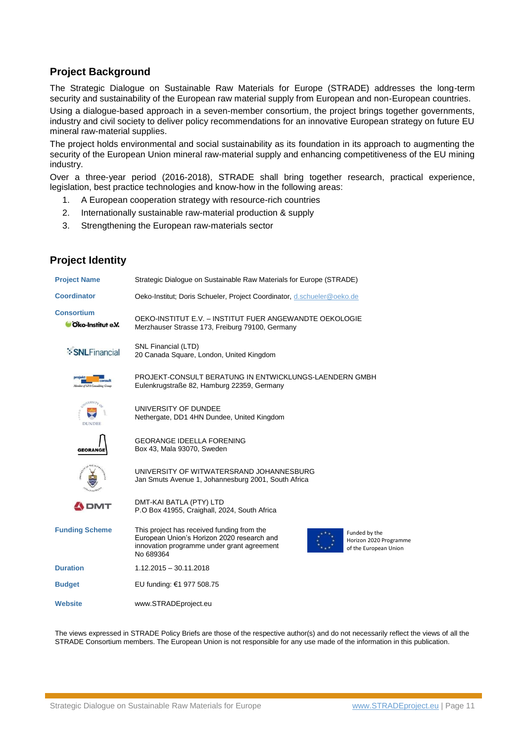## Project Background

The Strategic Dialogue on Sustainable Raw Materials for Europe (STRADE) addresses the long-term security and sustainability of the European raw material supply from European and non-European countries.

Using a dialogue-based approach in a seven-member consortium, the project brings together governments, industry and civil society to deliver policy recommendations for an innovative European strategy on future EU mineral raw-material supplies.

The project holds environmental and social sustainability as its foundation in its approach to augmenting the security of the European Union mineral raw-material supply and enhancing competitiveness of the EU mining industry.

Over a three-year period (2016-2018), STRADE shall bring together research, practical experience, legislation, best practice technologies and know-how in the following areas:

1. A European cooperation strategy with resource-rich countries
2. Internationally sustainable raw-material production & supply
3. Strengthening the European raw-materials sector

## Project Identity

| | |
|---|---|
| **Project Name** | Strategic Dialogue on Sustainable Raw Materials for Europe (STRADE) |
| **Coordinator** | Oeko-Institut; Doris Schueler, Project Coordinator, d.schueler@oeko.de |
| **Consortium** Öko-Institut e.V. | OEKO-INSTITUT E.V. – INSTITUT FUER ANGEWANDTE OEKOLOGIE<br>Merzhauser Strasse 173, Freiburg 79100, Germany |
| SNLFinancial | SNL Financial (LTD)<br>20 Canada Square, London, United Kingdom |
| projekt consult | PROJEKT-CONSULT BERATUNG IN ENTWICKLUNGS-LAENDERN GMBH<br>Eulenkrugstraße 82, Hamburg 22359, Germany |
| DUNDEE | UNIVERSITY OF DUNDEE<br>Nethergate, DD1 4HN Dundee, United Kingdom |
| GEORANGE | GEORANGE IDEELLA FORENING<br>Box 43, Mala 93070, Sweden |
| | UNIVERSITY OF WITWATERSRAND JOHANNESBURG<br>Jan Smuts Avenue 1, Johannesburg 2001, South Africa |
| DMT | DMT-KAI BATLA (PTY) LTD<br>P.O Box 41955, Craighall, 2024, South Africa |
| **Funding Scheme** | This project has received funding from the European Union's Horizon 2020 research and innovation programme under grant agreement No 689364<br>Funded by the Horizon 2020 Programme of the European Union |
| **Duration** | 1.12.2015 – 30.11.2018 |
| **Budget** | EU funding: €1 977 508.75 |
| **Website** | www.STRADEproject.eu |

The views expressed in STRADE Policy Briefs are those of the respective author(s) and do not necessarily reflect the views of all the STRADE Consortium members. The European Union is not responsible for any use made of the information in this publication.